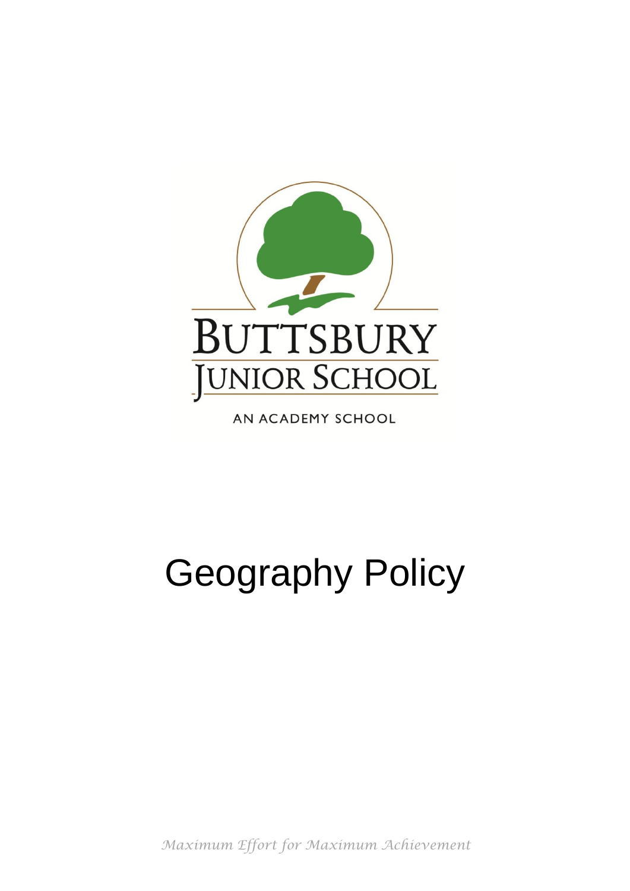BUTTSBURY
JUNIOR SCHOOL

AN ACADEMY SCHOOL

# Geography Policy

*Maximum Effort for Maximum Achievement*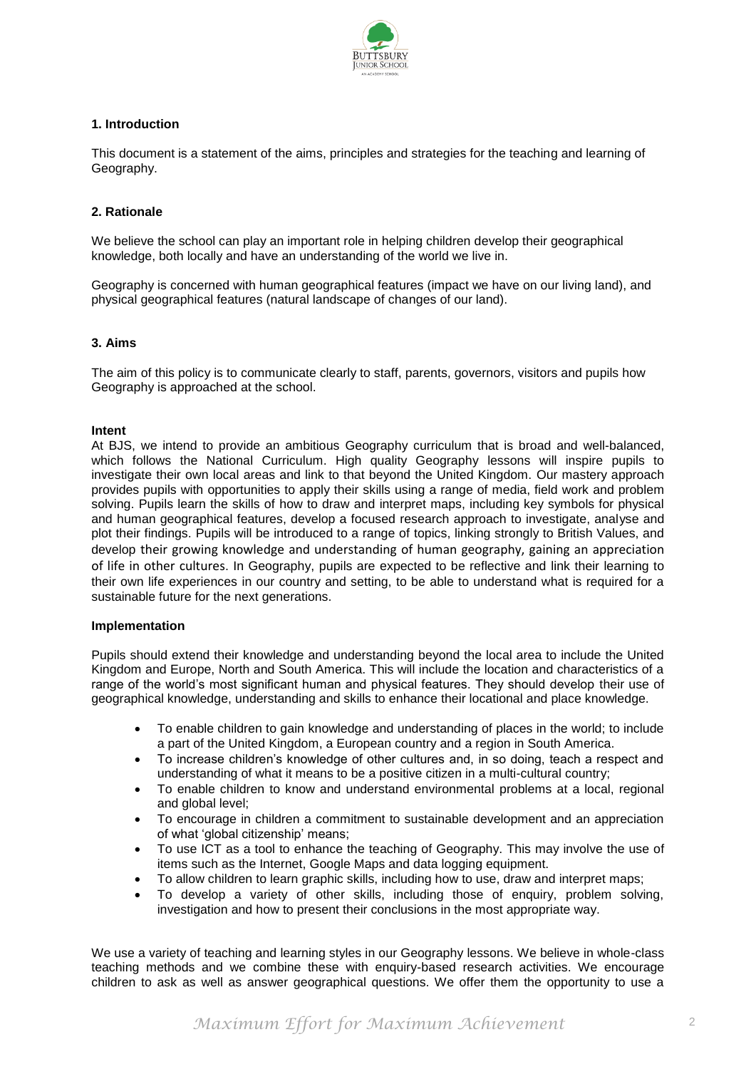## 1. Introduction

This document is a statement of the aims, principles and strategies for the teaching and learning of Geography.

## 2. Rationale

We believe the school can play an important role in helping children develop their geographical knowledge, both locally and have an understanding of the world we live in.

Geography is concerned with human geographical features (impact we have on our living land), and physical geographical features (natural landscape of changes of our land).

## 3. Aims

The aim of this policy is to communicate clearly to staff, parents, governors, visitors and pupils how Geography is approached at the school.

### Intent

At BJS, we intend to provide an ambitious Geography curriculum that is broad and well-balanced, which follows the National Curriculum. High quality Geography lessons will inspire pupils to investigate their own local areas and link to that beyond the United Kingdom. Our mastery approach provides pupils with opportunities to apply their skills using a range of media, field work and problem solving. Pupils learn the skills of how to draw and interpret maps, including key symbols for physical and human geographical features, develop a focused research approach to investigate, analyse and plot their findings. Pupils will be introduced to a range of topics, linking strongly to British Values, and develop their growing knowledge and understanding of human geography, gaining an appreciation of life in other cultures. In Geography, pupils are expected to be reflective and link their learning to their own life experiences in our country and setting, to be able to understand what is required for a sustainable future for the next generations.

### Implementation

Pupils should extend their knowledge and understanding beyond the local area to include the United Kingdom and Europe, North and South America. This will include the location and characteristics of a range of the world's most significant human and physical features. They should develop their use of geographical knowledge, understanding and skills to enhance their locational and place knowledge.

- To enable children to gain knowledge and understanding of places in the world; to include a part of the United Kingdom, a European country and a region in South America.
- To increase children's knowledge of other cultures and, in so doing, teach a respect and understanding of what it means to be a positive citizen in a multi-cultural country;
- To enable children to know and understand environmental problems at a local, regional and global level;
- To encourage in children a commitment to sustainable development and an appreciation of what 'global citizenship' means;
- To use ICT as a tool to enhance the teaching of Geography. This may involve the use of items such as the Internet, Google Maps and data logging equipment.
- To allow children to learn graphic skills, including how to use, draw and interpret maps;
- To develop a variety of other skills, including those of enquiry, problem solving, investigation and how to present their conclusions in the most appropriate way.

We use a variety of teaching and learning styles in our Geography lessons. We believe in whole-class teaching methods and we combine these with enquiry-based research activities. We encourage children to ask as well as answer geographical questions. We offer them the opportunity to use a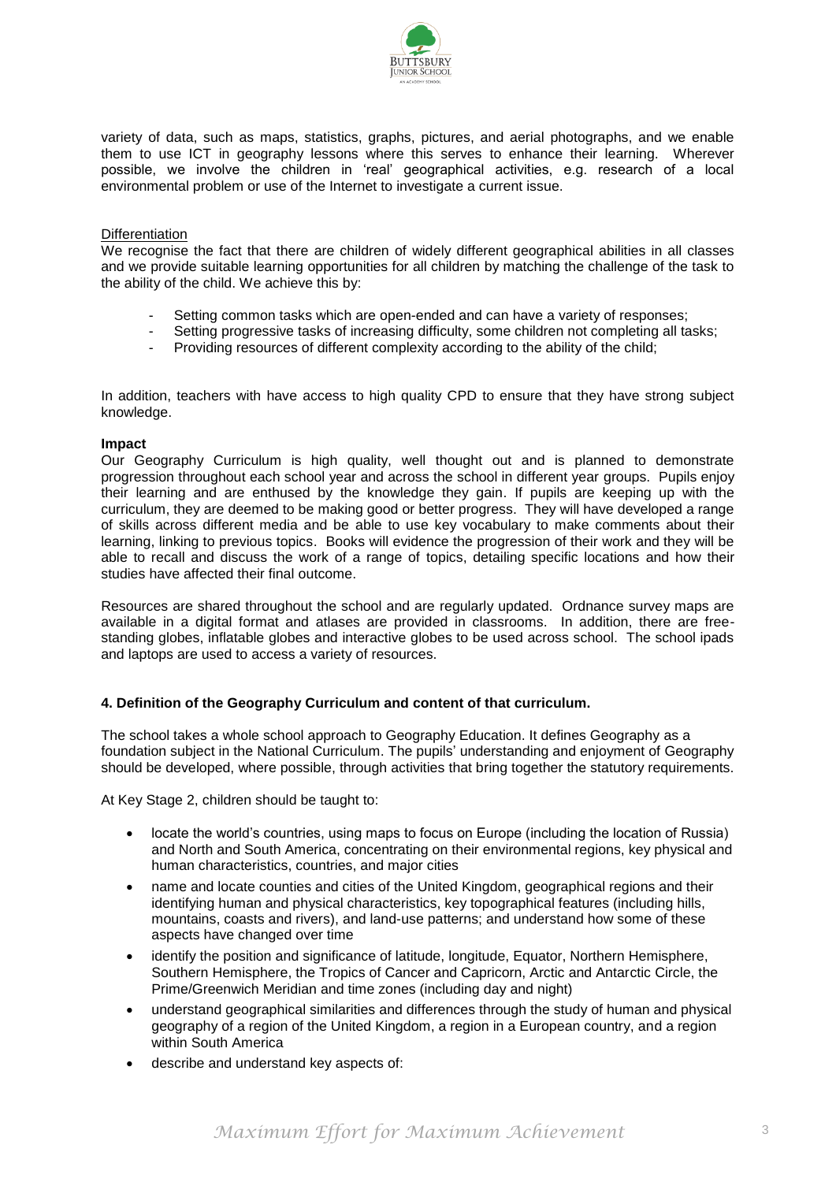variety of data, such as maps, statistics, graphs, pictures, and aerial photographs, and we enable them to use ICT in geography lessons where this serves to enhance their learning. Wherever possible, we involve the children in 'real' geographical activities, e.g. research of a local environmental problem or use of the Internet to investigate a current issue.

Differentiation

We recognise the fact that there are children of widely different geographical abilities in all classes and we provide suitable learning opportunities for all children by matching the challenge of the task to the ability of the child. We achieve this by:

- Setting common tasks which are open-ended and can have a variety of responses;
- Setting progressive tasks of increasing difficulty, some children not completing all tasks;
- Providing resources of different complexity according to the ability of the child;

In addition, teachers with have access to high quality CPD to ensure that they have strong subject knowledge.

**Impact**

Our Geography Curriculum is high quality, well thought out and is planned to demonstrate progression throughout each school year and across the school in different year groups. Pupils enjoy their learning and are enthused by the knowledge they gain. If pupils are keeping up with the curriculum, they are deemed to be making good or better progress. They will have developed a range of skills across different media and be able to use key vocabulary to make comments about their learning, linking to previous topics. Books will evidence the progression of their work and they will be able to recall and discuss the work of a range of topics, detailing specific locations and how their studies have affected their final outcome.

Resources are shared throughout the school and are regularly updated. Ordnance survey maps are available in a digital format and atlases are provided in classrooms. In addition, there are free-standing globes, inflatable globes and interactive globes to be used across school. The school ipads and laptops are used to access a variety of resources.

**4. Definition of the Geography Curriculum and content of that curriculum.**

The school takes a whole school approach to Geography Education. It defines Geography as a foundation subject in the National Curriculum. The pupils' understanding and enjoyment of Geography should be developed, where possible, through activities that bring together the statutory requirements.

At Key Stage 2, children should be taught to:

- locate the world's countries, using maps to focus on Europe (including the location of Russia) and North and South America, concentrating on their environmental regions, key physical and human characteristics, countries, and major cities
- name and locate counties and cities of the United Kingdom, geographical regions and their identifying human and physical characteristics, key topographical features (including hills, mountains, coasts and rivers), and land-use patterns; and understand how some of these aspects have changed over time
- identify the position and significance of latitude, longitude, Equator, Northern Hemisphere, Southern Hemisphere, the Tropics of Cancer and Capricorn, Arctic and Antarctic Circle, the Prime/Greenwich Meridian and time zones (including day and night)
- understand geographical similarities and differences through the study of human and physical geography of a region of the United Kingdom, a region in a European country, and a region within South America
- describe and understand key aspects of: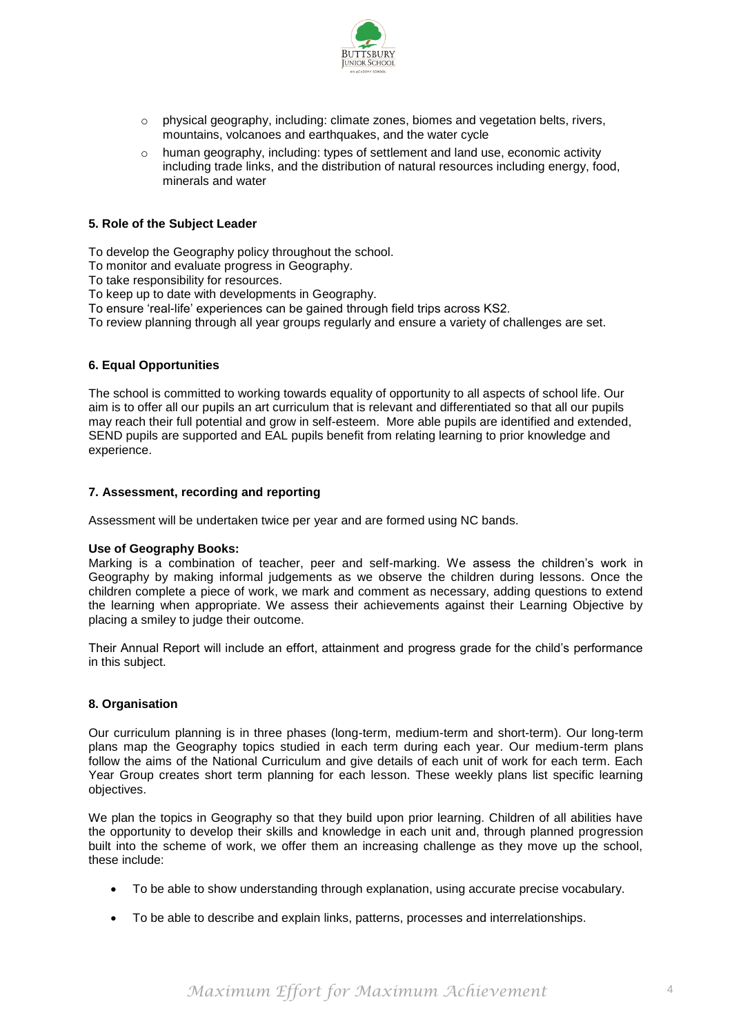- physical geography, including: climate zones, biomes and vegetation belts, rivers, mountains, volcanoes and earthquakes, and the water cycle
- human geography, including: types of settlement and land use, economic activity including trade links, and the distribution of natural resources including energy, food, minerals and water

**5. Role of the Subject Leader**

To develop the Geography policy throughout the school.
To monitor and evaluate progress in Geography.
To take responsibility for resources.
To keep up to date with developments in Geography.
To ensure 'real-life' experiences can be gained through field trips across KS2.
To review planning through all year groups regularly and ensure a variety of challenges are set.

**6. Equal Opportunities**

The school is committed to working towards equality of opportunity to all aspects of school life. Our aim is to offer all our pupils an art curriculum that is relevant and differentiated so that all our pupils may reach their full potential and grow in self-esteem. More able pupils are identified and extended, SEND pupils are supported and EAL pupils benefit from relating learning to prior knowledge and experience.

**7. Assessment, recording and reporting**

Assessment will be undertaken twice per year and are formed using NC bands.

**Use of Geography Books:**
Marking is a combination of teacher, peer and self-marking. We assess the children's work in Geography by making informal judgements as we observe the children during lessons. Once the children complete a piece of work, we mark and comment as necessary, adding questions to extend the learning when appropriate. We assess their achievements against their Learning Objective by placing a smiley to judge their outcome.

Their Annual Report will include an effort, attainment and progress grade for the child's performance in this subject.

**8. Organisation**

Our curriculum planning is in three phases (long-term, medium-term and short-term). Our long-term plans map the Geography topics studied in each term during each year. Our medium-term plans follow the aims of the National Curriculum and give details of each unit of work for each term. Each Year Group creates short term planning for each lesson. These weekly plans list specific learning objectives.

We plan the topics in Geography so that they build upon prior learning. Children of all abilities have the opportunity to develop their skills and knowledge in each unit and, through planned progression built into the scheme of work, we offer them an increasing challenge as they move up the school, these include:

- To be able to show understanding through explanation, using accurate precise vocabulary.
- To be able to describe and explain links, patterns, processes and interrelationships.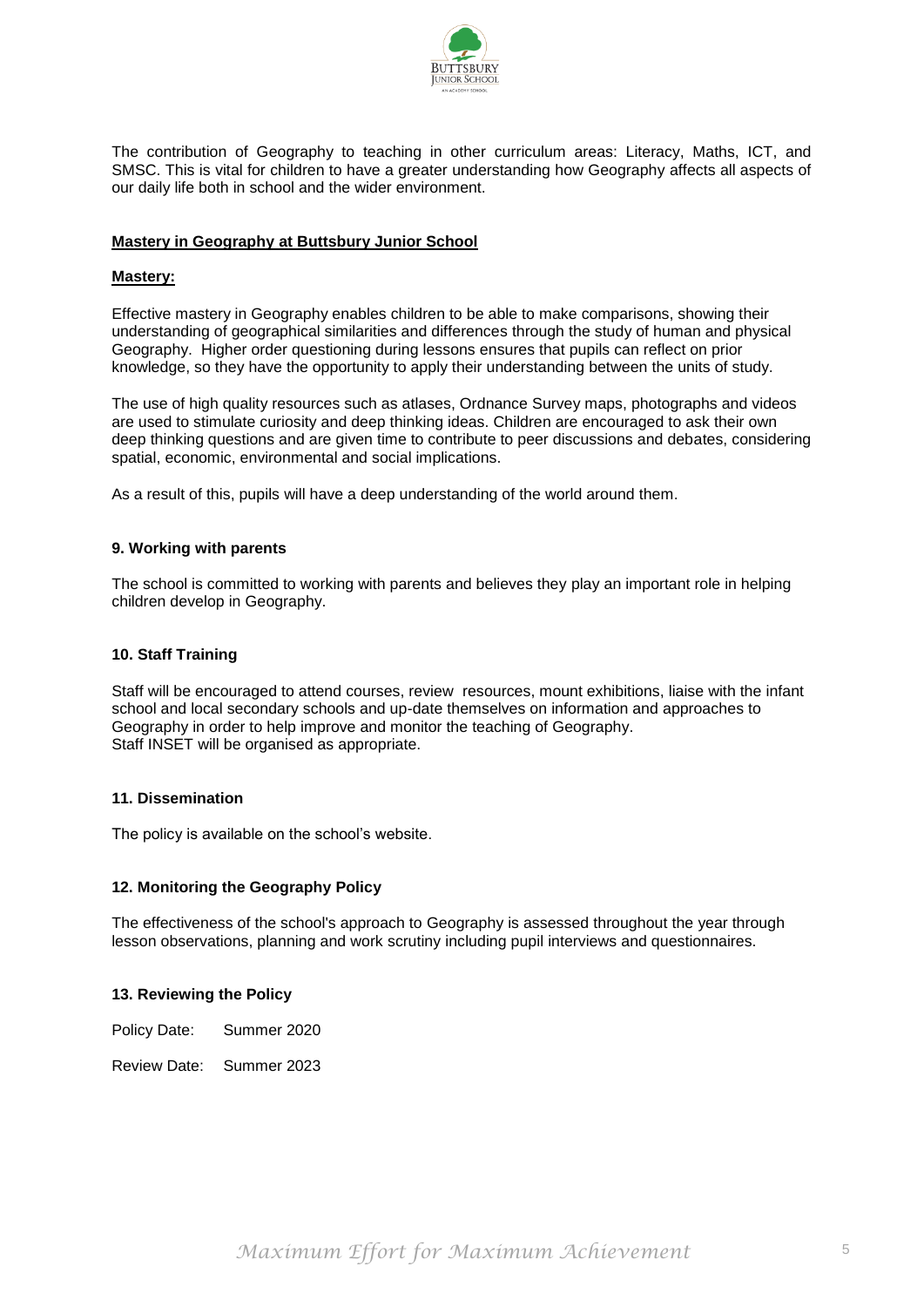The contribution of Geography to teaching in other curriculum areas: Literacy, Maths, ICT, and SMSC. This is vital for children to have a greater understanding how Geography affects all aspects of our daily life both in school and the wider environment.

**Mastery in Geography at Buttsbury Junior School**

**Mastery:**

Effective mastery in Geography enables children to be able to make comparisons, showing their understanding of geographical similarities and differences through the study of human and physical Geography. Higher order questioning during lessons ensures that pupils can reflect on prior knowledge, so they have the opportunity to apply their understanding between the units of study.

The use of high quality resources such as atlases, Ordnance Survey maps, photographs and videos are used to stimulate curiosity and deep thinking ideas. Children are encouraged to ask their own deep thinking questions and are given time to contribute to peer discussions and debates, considering spatial, economic, environmental and social implications.

As a result of this, pupils will have a deep understanding of the world around them.

### 9. Working with parents

The school is committed to working with parents and believes they play an important role in helping children develop in Geography.

### 10. Staff Training

Staff will be encouraged to attend courses, review resources, mount exhibitions, liaise with the infant school and local secondary schools and up-date themselves on information and approaches to Geography in order to help improve and monitor the teaching of Geography.
Staff INSET will be organised as appropriate.

### 11. Dissemination

The policy is available on the school's website.

### 12. Monitoring the Geography Policy

The effectiveness of the school's approach to Geography is assessed throughout the year through lesson observations, planning and work scrutiny including pupil interviews and questionnaires.

### 13. Reviewing the Policy

Policy Date: Summer 2020

Review Date: Summer 2023